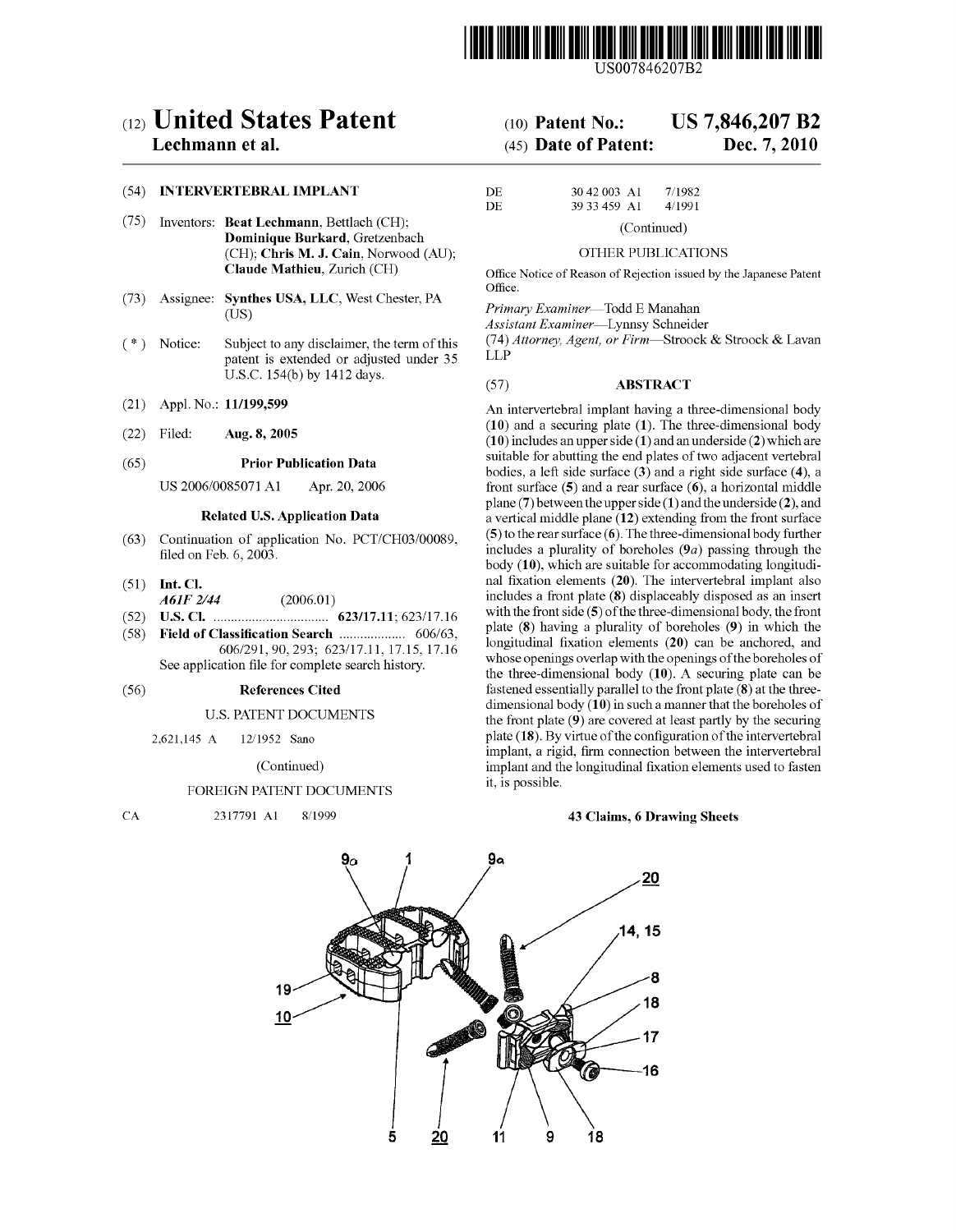US007846207B2

# (12) United States Patent
**Lechmann et al.**

(10) **Patent No.: US 7,846,207 B2**

(45) **Date of Patent: Dec. 7, 2010**

(54) **INTERVERTEBRAL IMPLANT**

(75) Inventors: **Beat Lechmann**, Bettlach (CH); **Dominique Burkard**, Gretzenbach (CH); **Chris M. J. Cain**, Norwood (AU); **Claude Mathieu**, Zurich (CH)

(73) Assignee: **Synthes USA, LLC**, West Chester, PA (US)

( * ) Notice: Subject to any disclaimer, the term of this patent is extended or adjusted under 35 U.S.C. 154(b) by 1412 days.

(21) Appl. No.: **11/199,599**

(22) Filed: **Aug. 8, 2005**

(65) **Prior Publication Data**

US 2006/0085071 A1 Apr. 20, 2006

**Related U.S. Application Data**

(63) Continuation of application No. PCT/CH03/00089, filed on Feb. 6, 2003.

(51) **Int. Cl.**
*A61F 2/44* (2006.01)

(52) **U.S. Cl.** .......................... **623/17.11**; 623/17.16

(58) **Field of Classification Search** .................. 606/63, 606/291, 90, 293; 623/17.11, 17.15, 17.16
See application file for complete search history.

(56) **References Cited**

U.S. PATENT DOCUMENTS

2,621,145 A 12/1952 Sano

(Continued)

FOREIGN PATENT DOCUMENTS

CA 2317791 A1 8/1999
DE 30 42 003 A1 7/1982
DE 39 33 459 A1 4/1991

(Continued)

OTHER PUBLICATIONS

Office Notice of Reason of Rejection issued by the Japanese Patent Office.

*Primary Examiner*—Todd E Manahan
*Assistant Examiner*—Lynnsy Schneider
(74) *Attorney, Agent, or Firm*—Stroock & Stroock & Lavan LLP

(57) **ABSTRACT**

An intervertebral implant having a three-dimensional body (**10**) and a securing plate (**1**). The three-dimensional body (**10**) includes an upper side (**1**) and an underside (**2**) which are suitable for abutting the end plates of two adjacent vertebral bodies, a left side surface (**3**) and a right side surface (**4**), a front surface (**5**) and a rear surface (**6**), a horizontal middle plane (**7**) between the upper side (**1**) and the underside (**2**), and a vertical middle plane (**12**) extending from the front surface (**5**) to the rear surface (**6**). The three-dimensional body further includes a plurality of boreholes (**9***a*) passing through the body (**10**), which are suitable for accommodating longitudinal fixation elements (**20**). The intervertebral implant also includes a front plate (**8**) displaceably disposed as an insert with the front side (**5**) of the three-dimensional body, the front plate (**8**) having a plurality of boreholes (**9**) in which the longitudinal fixation elements (**20**) can be anchored, and whose openings overlap with the openings of the boreholes of the three-dimensional body (**10**). A securing plate can be fastened essentially parallel to the front plate (**8**) at the three-dimensional body (**10**) in such a manner that the boreholes of the front plate (**9**) are covered at least partly by the securing plate (**18**). By virtue of the configuration of the intervertebral implant, a rigid, firm connection between the intervertebral implant and the longitudinal fixation elements used to fasten it, is possible.

**43 Claims, 6 Drawing Sheets**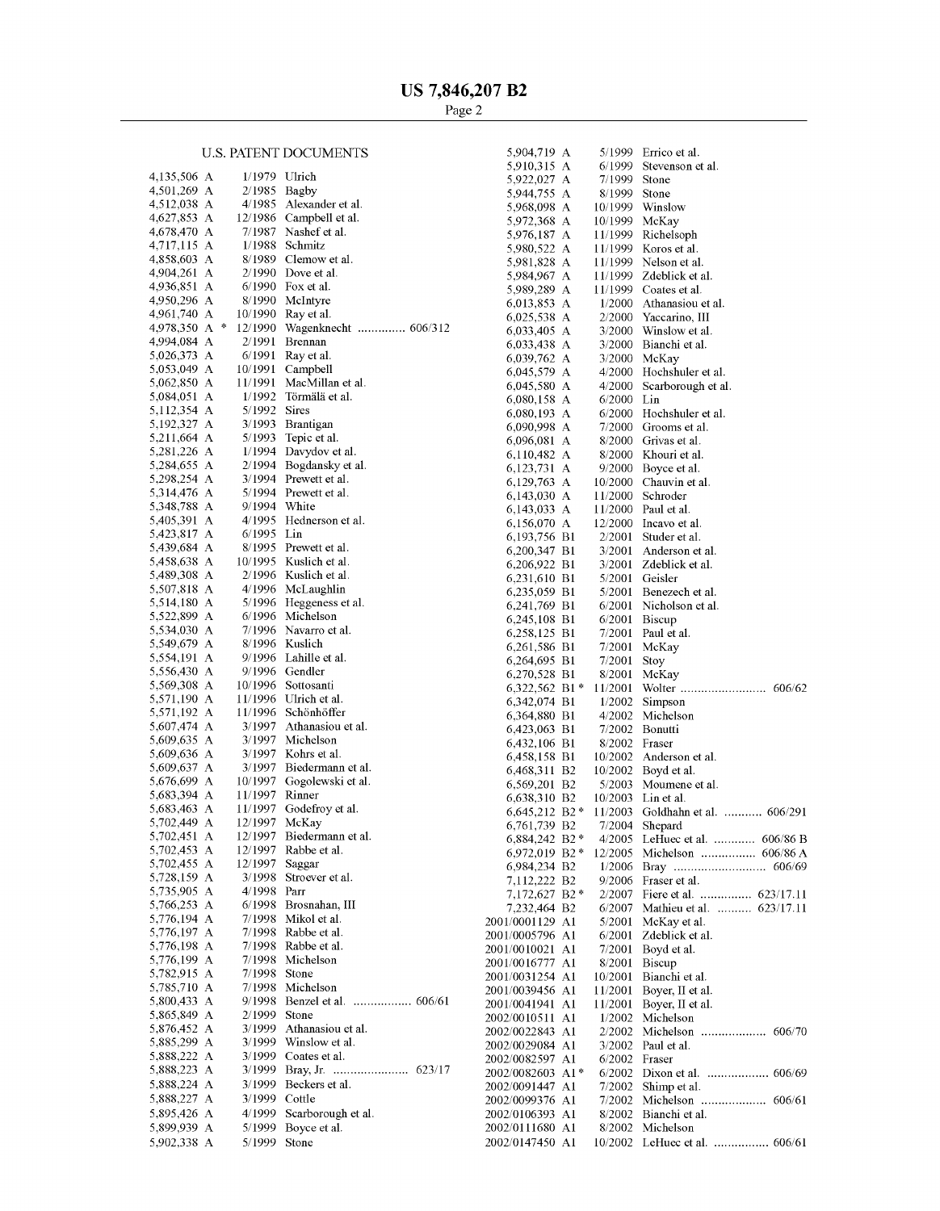## U.S. PATENT DOCUMENTS

| | | | |
|---|---|---|---|
| 4,135,506 A | | 1/1979 | Ulrich |
| 4,501,269 A | | 2/1985 | Bagby |
| 4,512,038 A | | 4/1985 | Alexander et al. |
| 4,627,853 A | | 12/1986 | Campbell et al. |
| 4,678,470 A | | 7/1987 | Nashef et al. |
| 4,717,115 A | | 1/1988 | Schmitz |
| 4,858,603 A | | 8/1989 | Clemow et al. |
| 4,904,261 A | | 2/1990 | Dove et al. |
| 4,936,851 A | | 6/1990 | Fox et al. |
| 4,950,296 A | | 8/1990 | McIntyre |
| 4,961,740 A | | 10/1990 | Ray et al. |
| 4,978,350 A | * | 12/1990 | Wagenknecht .............. 606/312 |
| 4,994,084 A | | 2/1991 | Brennan |
| 5,026,373 A | | 6/1991 | Ray et al. |
| 5,053,049 A | | 10/1991 | Campbell |
| 5,062,850 A | | 11/1991 | MacMillan et al. |
| 5,084,051 A | | 1/1992 | Törmälä et al. |
| 5,112,354 A | | 5/1992 | Sires |
| 5,192,327 A | | 3/1993 | Brantigan |
| 5,211,664 A | | 5/1993 | Tepic et al. |
| 5,281,226 A | | 1/1994 | Davydov et al. |
| 5,284,655 A | | 2/1994 | Bogdansky et al. |
| 5,298,254 A | | 3/1994 | Prewett et al. |
| 5,314,476 A | | 5/1994 | Prewett et al. |
| 5,348,788 A | | 9/1994 | White |
| 5,405,391 A | | 4/1995 | Hednerson et al. |
| 5,423,817 A | | 6/1995 | Lin |
| 5,439,684 A | | 8/1995 | Prewett et al. |
| 5,458,638 A | | 10/1995 | Kuslich et al. |
| 5,489,308 A | | 2/1996 | Kuslich et al. |
| 5,507,818 A | | 4/1996 | McLaughlin |
| 5,514,180 A | | 5/1996 | Heggeness et al. |
| 5,522,899 A | | 6/1996 | Michelson |
| 5,534,030 A | | 7/1996 | Navarro et al. |
| 5,549,679 A | | 8/1996 | Kuslich |
| 5,554,191 A | | 9/1996 | Lahille et al. |
| 5,556,430 A | | 9/1996 | Gendler |
| 5,569,308 A | | 10/1996 | Sottosanti |
| 5,571,190 A | | 11/1996 | Ulrich et al. |
| 5,571,192 A | | 11/1996 | Schönhöffer |
| 5,607,474 A | | 3/1997 | Athanasiou et al. |
| 5,609,635 A | | 3/1997 | Michelson |
| 5,609,636 A | | 3/1997 | Kohrs et al. |
| 5,609,637 A | | 3/1997 | Biedermann et al. |
| 5,676,699 A | | 10/1997 | Gogolewski et al. |
| 5,683,394 A | | 11/1997 | Rinner |
| 5,683,463 A | | 11/1997 | Godefroy et al. |
| 5,702,449 A | | 12/1997 | McKay |
| 5,702,451 A | | 12/1997 | Biedermann et al. |
| 5,702,453 A | | 12/1997 | Rabbe et al. |
| 5,702,455 A | | 12/1997 | Saggar |
| 5,728,159 A | | 3/1998 | Stroever et al. |
| 5,735,905 A | | 4/1998 | Parr |
| 5,766,253 A | | 6/1998 | Brosnahan, III |
| 5,776,194 A | | 7/1998 | Mikol et al. |
| 5,776,197 A | | 7/1998 | Rabbe et al. |
| 5,776,198 A | | 7/1998 | Rabbe et al. |
| 5,776,199 A | | 7/1998 | Michelson |
| 5,782,915 A | | 7/1998 | Stone |
| 5,785,710 A | | 7/1998 | Michelson |
| 5,800,433 A | | 9/1998 | Benzel et al. ................. 606/61 |
| 5,865,849 A | | 2/1999 | Stone |
| 5,876,452 A | | 3/1999 | Athanasiou et al. |
| 5,885,299 A | | 3/1999 | Winslow et al. |
| 5,888,222 A | | 3/1999 | Coates et al. |
| 5,888,223 A | | 3/1999 | Bray, Jr. ...................... 623/17 |
| 5,888,224 A | | 3/1999 | Beckers et al. |
| 5,888,227 A | | 3/1999 | Cottle |
| 5,895,426 A | | 4/1999 | Scarborough et al. |
| 5,899,939 A | | 5/1999 | Boyce et al. |
| 5,902,338 A | | 5/1999 | Stone |
| 5,904,719 A | | 5/1999 | Errico et al. |
| 5,910,315 A | | 6/1999 | Stevenson et al. |
| 5,922,027 A | | 7/1999 | Stone |
| 5,944,755 A | | 8/1999 | Stone |
| 5,968,098 A | | 10/1999 | Winslow |
| 5,972,368 A | | 10/1999 | McKay |
| 5,976,187 A | | 11/1999 | Richelsoph |
| 5,980,522 A | | 11/1999 | Koros et al. |
| 5,981,828 A | | 11/1999 | Nelson et al. |
| 5,984,967 A | | 11/1999 | Zdeblick et al. |
| 5,989,289 A | | 11/1999 | Coates et al. |
| 6,013,853 A | | 1/2000 | Athanasiou et al. |
| 6,025,538 A | | 2/2000 | Yaccarino, III |
| 6,033,405 A | | 3/2000 | Winslow et al. |
| 6,033,438 A | | 3/2000 | Bianchi et al. |
| 6,039,762 A | | 3/2000 | McKay |
| 6,045,579 A | | 4/2000 | Hochshuler et al. |
| 6,045,580 A | | 4/2000 | Scarborough et al. |
| 6,080,158 A | | 6/2000 | Lin |
| 6,080,193 A | | 6/2000 | Hochshuler et al. |
| 6,090,998 A | | 7/2000 | Grooms et al. |
| 6,096,081 A | | 8/2000 | Grivas et al. |
| 6,110,482 A | | 8/2000 | Khouri et al. |
| 6,123,731 A | | 9/2000 | Boyce et al. |
| 6,129,763 A | | 10/2000 | Chauvin et al. |
| 6,143,030 A | | 11/2000 | Schroder |
| 6,143,033 A | | 11/2000 | Paul et al. |
| 6,156,070 A | | 12/2000 | Incavo et al. |
| 6,193,756 B1 | | 2/2001 | Studer et al. |
| 6,200,347 B1 | | 3/2001 | Anderson et al. |
| 6,206,922 B1 | | 3/2001 | Zdeblick et al. |
| 6,231,610 B1 | | 5/2001 | Geisler |
| 6,235,059 B1 | | 5/2001 | Benezech et al. |
| 6,241,769 B1 | | 6/2001 | Nicholson et al. |
| 6,245,108 B1 | | 6/2001 | Biscup |
| 6,258,125 B1 | | 7/2001 | Paul et al. |
| 6,261,586 B1 | | 7/2001 | McKay |
| 6,264,695 B1 | | 7/2001 | Stoy |
| 6,270,528 B1 | | 8/2001 | McKay |
| 6,322,562 B1 | * | 11/2001 | Wolter ......................... 606/62 |
| 6,342,074 B1 | | 1/2002 | Simpson |
| 6,364,880 B1 | | 4/2002 | Michelson |
| 6,423,063 B1 | | 7/2002 | Bonutti |
| 6,432,106 B1 | | 8/2002 | Fraser |
| 6,458,158 B1 | | 10/2002 | Anderson et al. |
| 6,468,311 B2 | | 10/2002 | Boyd et al. |
| 6,569,201 B2 | | 5/2003 | Moumene et al. |
| 6,638,310 B2 | | 10/2003 | Lin et al. |
| 6,645,212 B2 | * | 11/2003 | Goldhahn et al. ........... 606/291 |
| 6,761,739 B2 | | 7/2004 | Shepard |
| 6,884,242 B2 | * | 4/2005 | LeHuec et al. ............ 606/86 B |
| 6,972,019 B2 | * | 12/2005 | Michelson ................ 606/86 A |
| 6,984,234 B2 | | 1/2006 | Bray ........................... 606/69 |
| 7,112,222 B2 | | 9/2006 | Fraser et al. |
| 7,172,627 B2 | * | 2/2007 | Fiere et al. ............... 623/17.11 |
| 7,232,464 B2 | | 6/2007 | Mathieu et al. .......... 623/17.11 |
| 2001/0001129 A1 | | 5/2001 | McKay et al. |
| 2001/0005796 A1 | | 6/2001 | Zdeblick et al. |
| 2001/0010021 A1 | | 7/2001 | Boyd et al. |
| 2001/0016777 A1 | | 8/2001 | Biscup |
| 2001/0031254 A1 | | 10/2001 | Bianchi et al. |
| 2001/0039456 A1 | | 11/2001 | Boyer, II et al. |
| 2001/0041941 A1 | | 11/2001 | Boyer, II et al. |
| 2002/0010511 A1 | | 1/2002 | Michelson |
| 2002/0022843 A1 | | 2/2002 | Michelson ................... 606/70 |
| 2002/0029084 A1 | | 3/2002 | Paul et al. |
| 2002/0082597 A1 | | 6/2002 | Fraser |
| 2002/0082603 A1 | * | 6/2002 | Dixon et al. .................. 606/69 |
| 2002/0091447 A1 | | 7/2002 | Shimp et al. |
| 2002/0099376 A1 | | 7/2002 | Michelson ................... 606/61 |
| 2002/0106393 A1 | | 8/2002 | Bianchi et al. |
| 2002/0111680 A1 | | 8/2002 | Michelson |
| 2002/0147450 A1 | | 10/2002 | LeHuec et al. ................ 606/61 |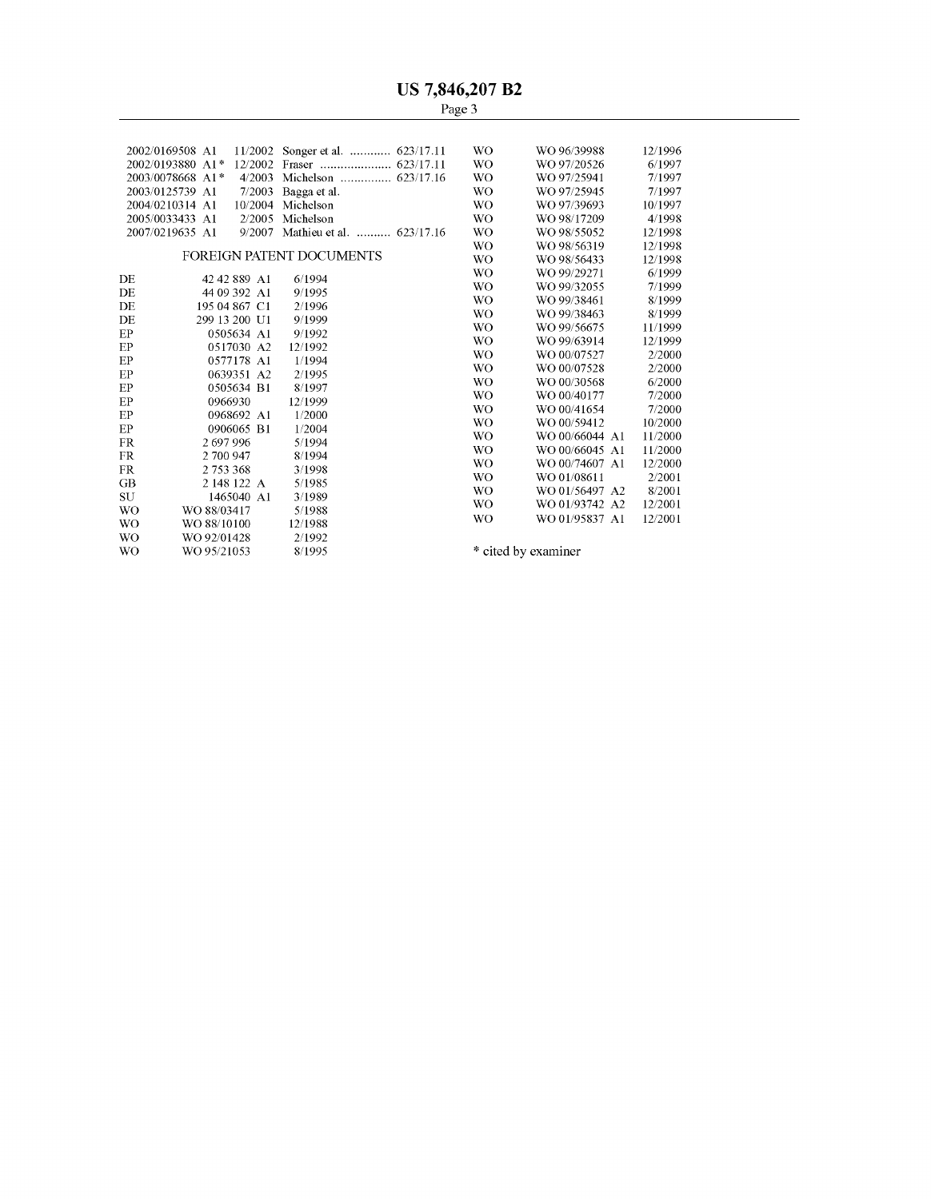| | | | | |
|---|---|---|---|---|
| 2002/0169508 A1 | | 11/2002 | Songer et al. | 623/17.11 |
| 2002/0193880 A1* | | 12/2002 | Fraser | 623/17.11 |
| 2003/0078668 A1* | | 4/2003 | Michelson | 623/17.16 |
| 2003/0125739 A1 | | 7/2003 | Bagga et al. | |
| 2004/0210314 A1 | | 10/2004 | Michelson | |
| 2005/0033433 A1 | | 2/2005 | Michelson | |
| 2007/0219635 A1 | | 9/2007 | Mathieu et al. | 623/17.16 |

## FOREIGN PATENT DOCUMENTS

| | | |
|---|---|---|
| DE | 42 42 889 A1 | 6/1994 |
| DE | 44 09 392 A1 | 9/1995 |
| DE | 195 04 867 C1 | 2/1996 |
| DE | 299 13 200 U1 | 9/1999 |
| EP | 0505634 A1 | 9/1992 |
| EP | 0517030 A2 | 12/1992 |
| EP | 0577178 A1 | 1/1994 |
| EP | 0639351 A2 | 2/1995 |
| EP | 0505634 B1 | 8/1997 |
| EP | 0966930 | 12/1999 |
| EP | 0968692 A1 | 1/2000 |
| EP | 0906065 B1 | 1/2004 |
| FR | 2 697 996 | 5/1994 |
| FR | 2 700 947 | 8/1994 |
| FR | 2 753 368 | 3/1998 |
| GB | 2 148 122 A | 5/1985 |
| SU | 1465040 A1 | 3/1989 |
| WO | WO 88/03417 | 5/1988 |
| WO | WO 88/10100 | 12/1988 |
| WO | WO 92/01428 | 2/1992 |
| WO | WO 95/21053 | 8/1995 |
| WO | WO 96/39988 | 12/1996 |
| WO | WO 97/20526 | 6/1997 |
| WO | WO 97/25941 | 7/1997 |
| WO | WO 97/25945 | 7/1997 |
| WO | WO 97/39693 | 10/1997 |
| WO | WO 98/17209 | 4/1998 |
| WO | WO 98/55052 | 12/1998 |
| WO | WO 98/56319 | 12/1998 |
| WO | WO 98/56433 | 12/1998 |
| WO | WO 99/29271 | 6/1999 |
| WO | WO 99/32055 | 7/1999 |
| WO | WO 99/38461 | 8/1999 |
| WO | WO 99/38463 | 8/1999 |
| WO | WO 99/56675 | 11/1999 |
| WO | WO 99/63914 | 12/1999 |
| WO | WO 00/07527 | 2/2000 |
| WO | WO 00/07528 | 2/2000 |
| WO | WO 00/30568 | 6/2000 |
| WO | WO 00/40177 | 7/2000 |
| WO | WO 00/41654 | 7/2000 |
| WO | WO 00/59412 | 10/2000 |
| WO | WO 00/66044 A1 | 11/2000 |
| WO | WO 00/66045 A1 | 11/2000 |
| WO | WO 00/74607 A1 | 12/2000 |
| WO | WO 01/08611 | 2/2001 |
| WO | WO 01/56497 A2 | 8/2001 |
| WO | WO 01/93742 A2 | 12/2001 |
| WO | WO 01/95837 A1 | 12/2001 |

* cited by examiner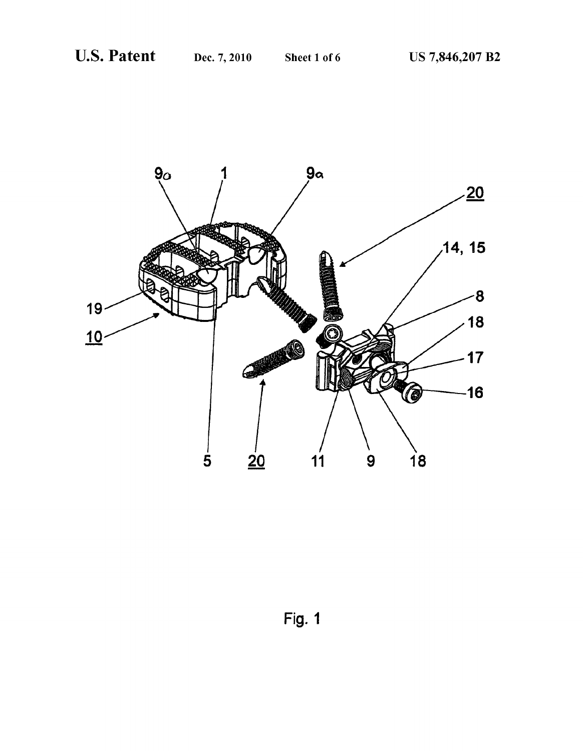Fig. 1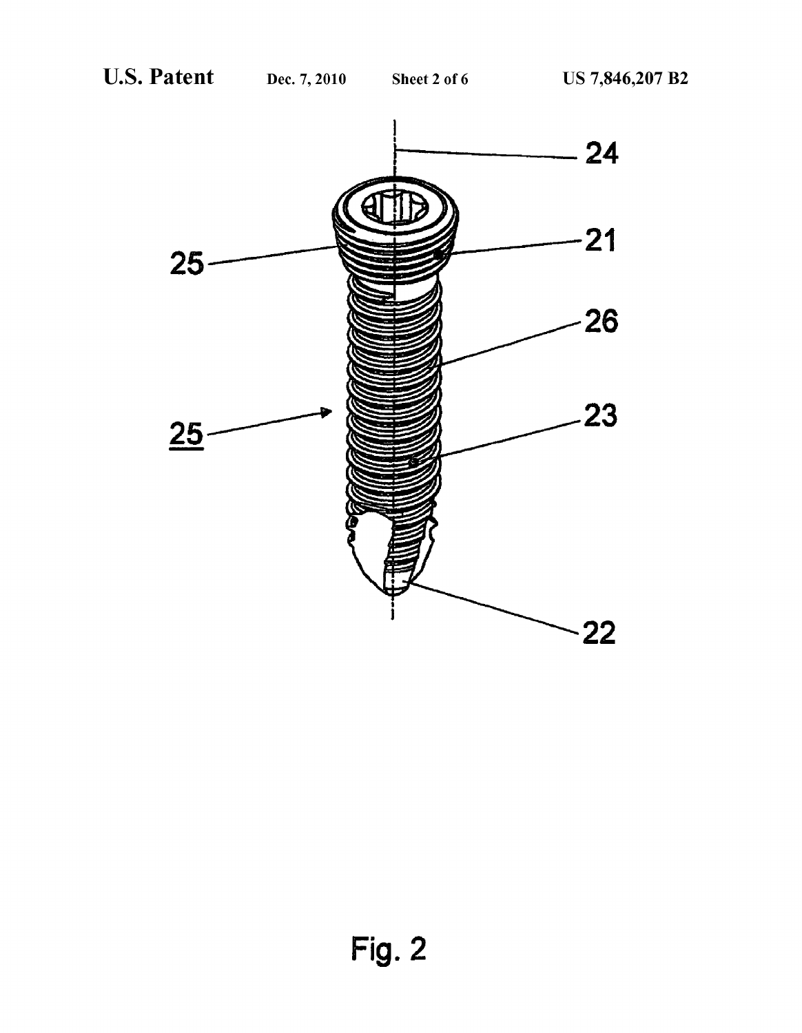Fig. 2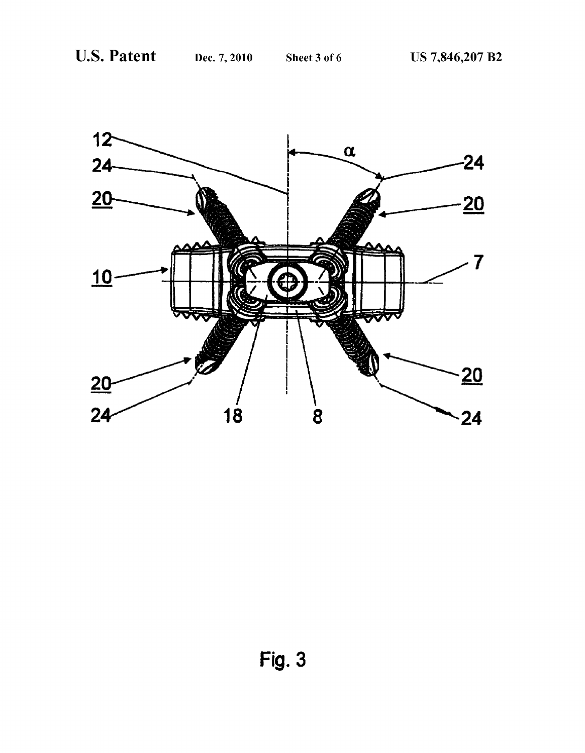Fig. 3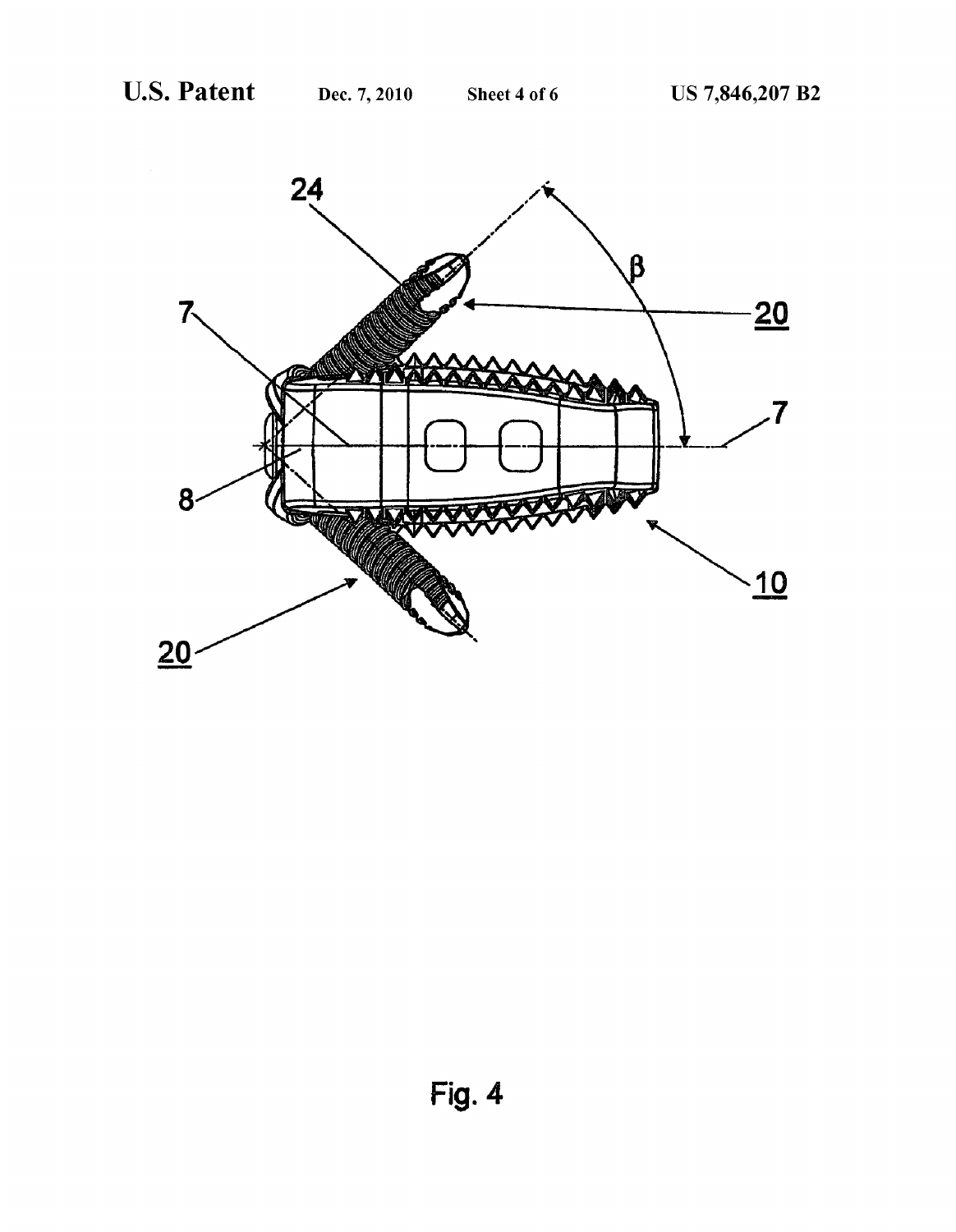Fig. 4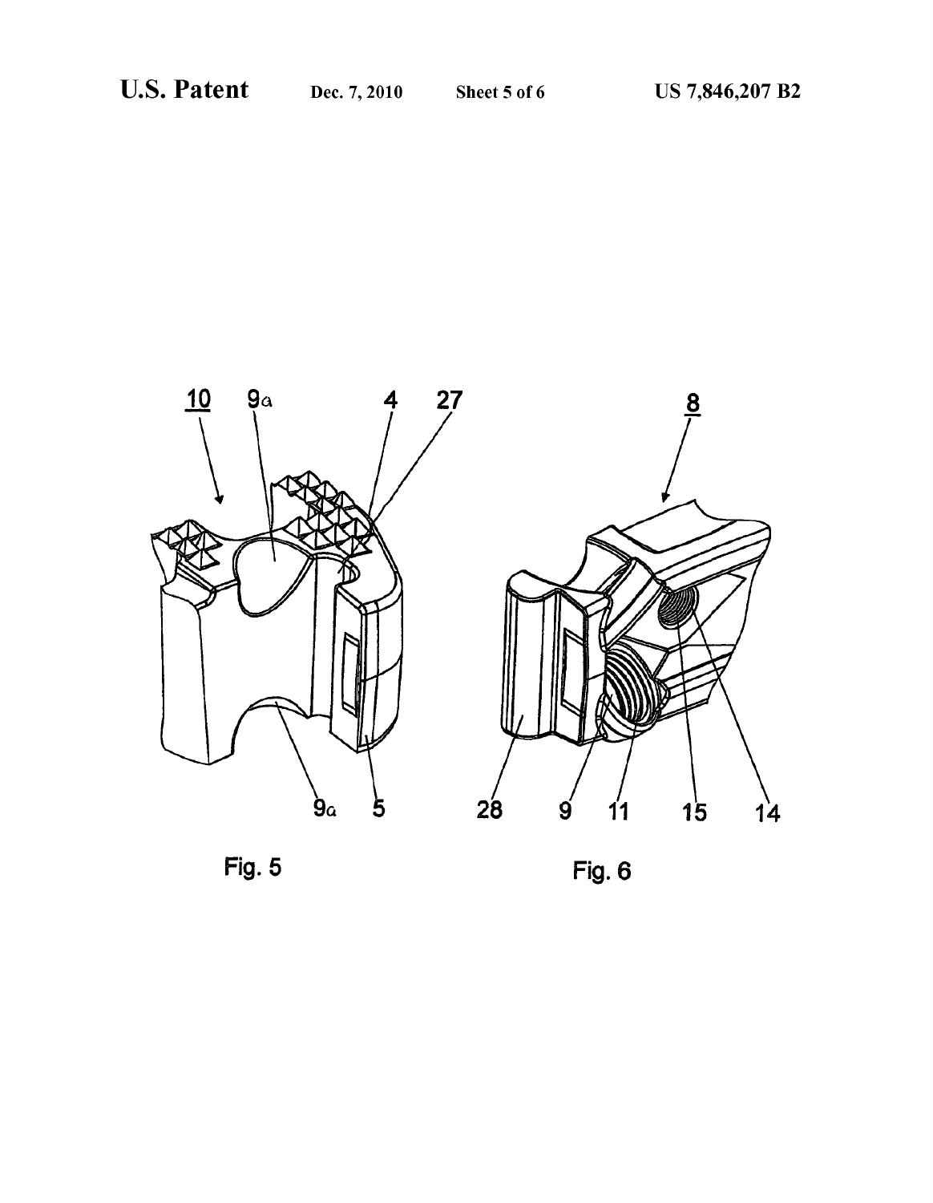Fig. 5

Fig. 6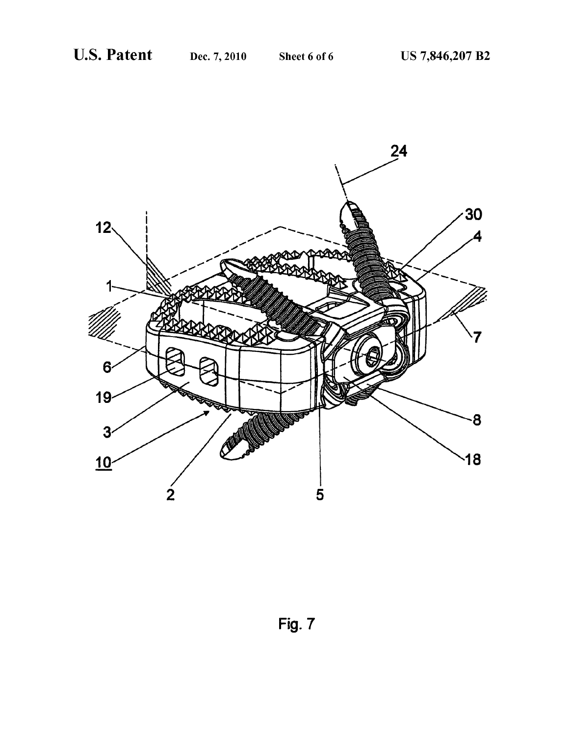Fig. 7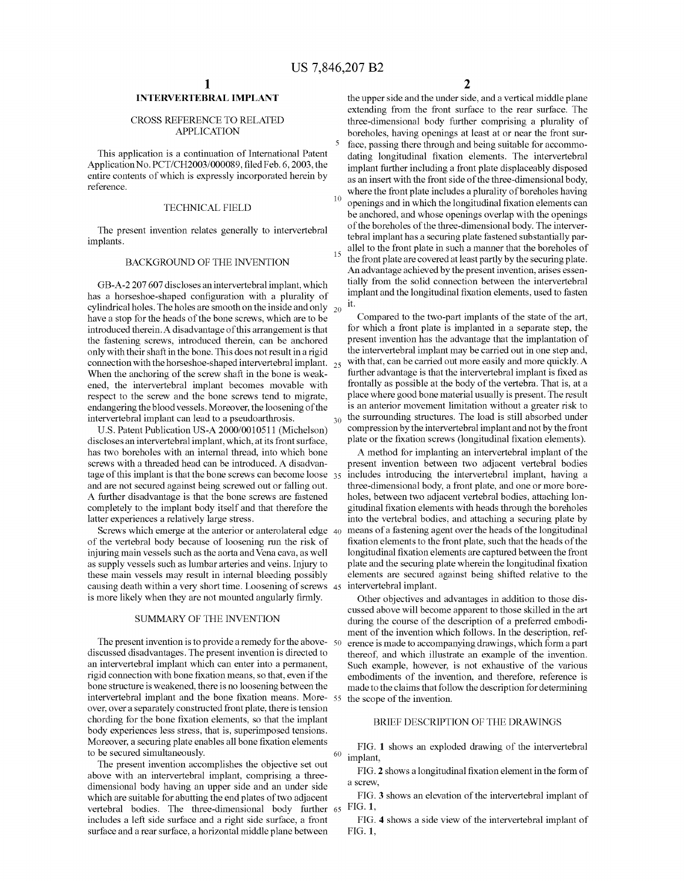## INTERVERTEBRAL IMPLANT

### CROSS REFERENCE TO RELATED APPLICATION

This application is a continuation of International Patent Application No. PCT/CH2003/000089, filed Feb. 6, 2003, the entire contents of which is expressly incorporated herein by reference.

### TECHNICAL FIELD

The present invention relates generally to intervertebral implants.

### BACKGROUND OF THE INVENTION

GB-A-2 207 607 discloses an intervertebral implant, which has a horseshoe-shaped configuration with a plurality of cylindrical holes. The holes are smooth on the inside and only have a stop for the heads of the bone screws, which are to be introduced therein. A disadvantage of this arrangement is that the fastening screws, introduced therein, can be anchored only with their shaft in the bone. This does not result in a rigid connection with the horseshoe-shaped intervertebral implant. When the anchoring of the screw shaft in the bone is weakened, the intervertebral implant becomes movable with respect to the screw and the bone screws tend to migrate, endangering the blood vessels. Moreover, the loosening of the intervertebral implant can lead to a pseudoarthrosis.

U.S. Patent Publication US-A 2000/0010511 (Michelson) discloses an intervertebral implant, which, at its front surface, has two boreholes with an internal thread, into which bone screws with a threaded head can be introduced. A disadvantage of this implant is that the bone screws can become loose and are not secured against being screwed out or falling out. A further disadvantage is that the bone screws are fastened completely to the implant body itself and that therefore the latter experiences a relatively large stress.

Screws which emerge at the anterior or anterolateral edge of the vertebral body because of loosening run the risk of injuring main vessels such as the aorta and Vena cava, as well as supply vessels such as lumbar arteries and veins. Injury to these main vessels may result in internal bleeding possibly causing death within a very short time. Loosening of screws is more likely when they are not mounted angularly firmly.

### SUMMARY OF THE INVENTION

The present invention is to provide a remedy for the above-discussed disadvantages. The present invention is directed to an intervertebral implant which can enter into a permanent, rigid connection with bone fixation means, so that, even if the bone structure is weakened, there is no loosening between the intervertebral implant and the bone fixation means. Moreover, over a separately constructed front plate, there is tension chording for the bone fixation elements, so that the implant body experiences less stress, that is, superimposed tensions. Moreover, a securing plate enables all bone fixation elements to be secured simultaneously.

The present invention accomplishes the objective set out above with an intervertebral implant, comprising a three-dimensional body having an upper side and an under side which are suitable for abutting the end plates of two adjacent vertebral bodies. The three-dimensional body further includes a left side surface and a right side surface, a front surface and a rear surface, a horizontal middle plane between the upper side and the under side, and a vertical middle plane extending from the front surface to the rear surface. The three-dimensional body further comprising a plurality of boreholes, having openings at least at or near the front surface, passing there through and being suitable for accommodating longitudinal fixation elements. The intervertebral implant further including a front plate displaceably disposed as an insert with the front side of the three-dimensional body, where the front plate includes a plurality of boreholes having openings and in which the longitudinal fixation elements can be anchored, and whose openings overlap with the openings of the boreholes of the three-dimensional body. The intervertebral implant has a securing plate fastened substantially parallel to the front plate in such a manner that the boreholes of the front plate are covered at least partly by the securing plate. An advantage achieved by the present invention, arises essentially from the solid connection between the intervertebral implant and the longitudinal fixation elements, used to fasten it.

Compared to the two-part implants of the state of the art, for which a front plate is implanted in a separate step, the present invention has the advantage that the implantation of the intervertebral implant may be carried out in one step and, with that, can be carried out more easily and more quickly. A further advantage is that the intervertebral implant is fixed as frontally as possible at the body of the vertebra. That is, at a place where good bone material usually is present. The result is an anterior movement limitation without a greater risk to the surrounding structures. The load is still absorbed under compression by the intervertebral implant and not by the front plate or the fixation screws (longitudinal fixation elements).

A method for implanting an intervertebral implant of the present invention between two adjacent vertebral bodies includes introducing the intervertebral implant, having a three-dimensional body, a front plate, and one or more boreholes, between two adjacent vertebral bodies, attaching longitudinal fixation elements with heads through the boreholes into the vertebral bodies, and attaching a securing plate by means of a fastening agent over the heads of the longitudinal fixation elements to the front plate, such that the heads of the longitudinal fixation elements are captured between the front plate and the securing plate wherein the longitudinal fixation elements are secured against being shifted relative to the intervertebral implant.

Other objectives and advantages in addition to those discussed above will become apparent to those skilled in the art during the course of the description of a preferred embodiment of the invention which follows. In the description, reference is made to accompanying drawings, which form a part thereof, and which illustrate an example of the invention. Such example, however, is not exhaustive of the various embodiments of the invention, and therefore, reference is made to the claims that follow the description for determining the scope of the invention.

### BRIEF DESCRIPTION OF THE DRAWINGS

FIG. 1 shows an exploded drawing of the intervertebral implant,

FIG. 2 shows a longitudinal fixation element in the form of a screw,

FIG. 3 shows an elevation of the intervertebral implant of FIG. 1,

FIG. 4 shows a side view of the intervertebral implant of FIG. 1,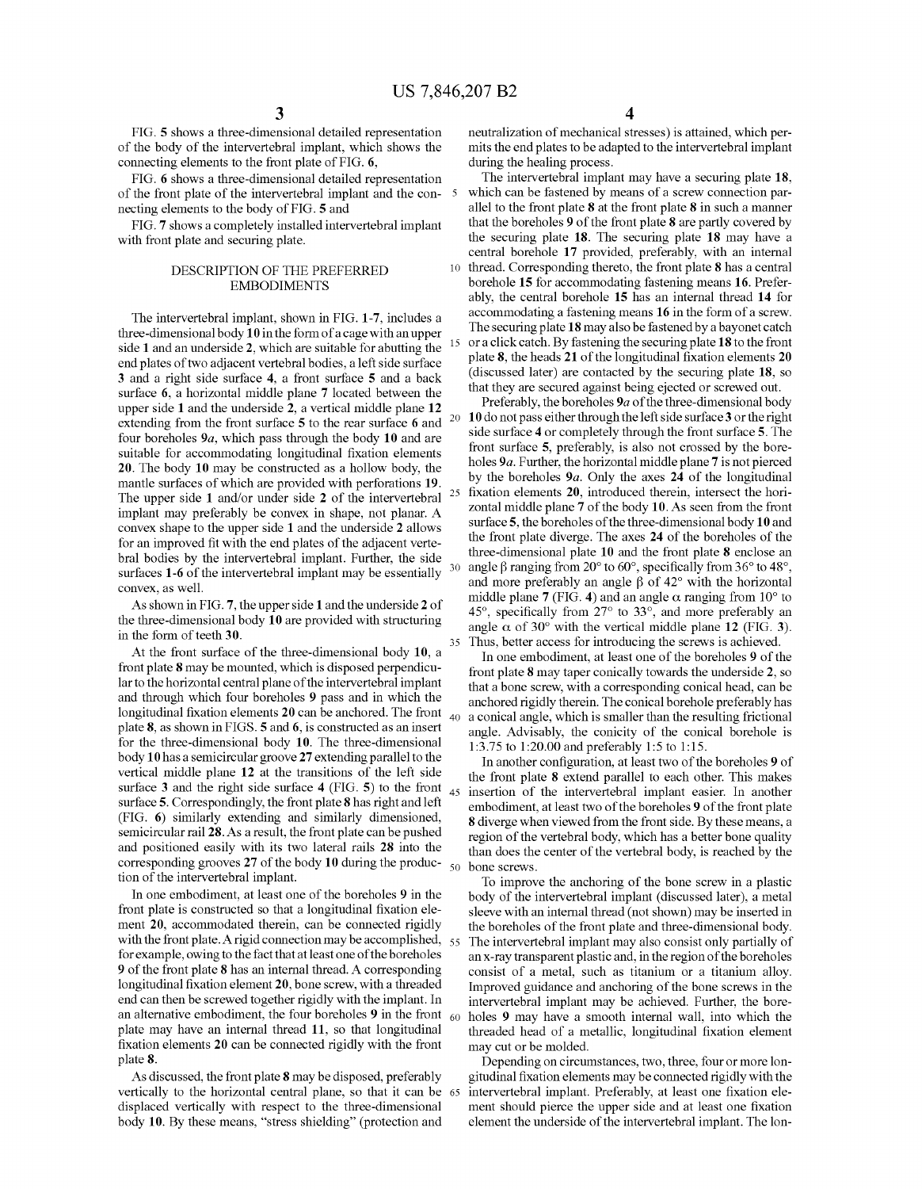FIG. 5 shows a three-dimensional detailed representation of the body of the intervertebral implant, which shows the connecting elements to the front plate of FIG. 6,

FIG. 6 shows a three-dimensional detailed representation of the front plate of the intervertebral implant and the connecting elements to the body of FIG. 5 and

FIG. 7 shows a completely installed intervertebral implant with front plate and securing plate.

## DESCRIPTION OF THE PREFERRED EMBODIMENTS

The intervertebral implant, shown in FIG. 1-7, includes a three-dimensional body **10** in the form of a cage with an upper side **1** and an underside **2**, which are suitable for abutting the end plates of two adjacent vertebral bodies, a left side surface **3** and a right side surface **4**, a front surface **5** and a back surface **6**, a horizontal middle plane **7** located between the upper side **1** and the underside **2**, a vertical middle plane **12** extending from the front surface **5** to the rear surface **6** and four boreholes **9***a*, which pass through the body **10** and are suitable for accommodating longitudinal fixation elements **20**. The body **10** may be constructed as a hollow body, the mantle surfaces of which are provided with perforations **19**. The upper side **1** and/or under side **2** of the intervertebral implant may preferably be convex in shape, not planar. A convex shape to the upper side **1** and the underside **2** allows for an improved fit with the end plates of the adjacent vertebral bodies by the intervertebral implant. Further, the side surfaces **1-6** of the intervertebral implant may be essentially convex, as well.

As shown in FIG. **7**, the upper side **1** and the underside **2** of the three-dimensional body **10** are provided with structuring in the form of teeth **30**.

At the front surface of the three-dimensional body **10**, a front plate **8** may be mounted, which is disposed perpendicular to the horizontal central plane of the intervertebral implant and through which four boreholes **9** pass and in which the longitudinal fixation elements **20** can be anchored. The front plate **8**, as shown in FIGS. **5** and **6**, is constructed as an insert for the three-dimensional body **10**. The three-dimensional body **10** has a semicircular groove **27** extending parallel to the vertical middle plane **12** at the transitions of the left side surface **3** and the right side surface **4** (FIG. **5**) to the front surface **5**. Correspondingly, the front plate **8** has right and left (FIG. **6**) similarly extending and similarly dimensioned, semicircular rail **28**. As a result, the front plate can be pushed and positioned easily with its two lateral rails **28** into the corresponding grooves **27** of the body **10** during the production of the intervertebral implant.

In one embodiment, at least one of the boreholes **9** in the front plate is constructed so that a longitudinal fixation element **20**, accommodated therein, can be connected rigidly with the front plate. A rigid connection may be accomplished, for example, owing to the fact that at least one of the boreholes **9** of the front plate **8** has an internal thread. A corresponding longitudinal fixation element **20**, bone screw, with a threaded end can then be screwed together rigidly with the implant. In an alternative embodiment, the four boreholes **9** in the front plate may have an internal thread **11**, so that longitudinal fixation elements **20** can be connected rigidly with the front plate **8**.

As discussed, the front plate **8** may be disposed, preferably vertically to the horizontal central plane, so that it can be displaced vertically with respect to the three-dimensional body **10**. By these means, "stress shielding" (protection and neutralization of mechanical stresses) is attained, which permits the end plates to be adapted to the intervertebral implant during the healing process.

The intervertebral implant may have a securing plate **18**, which can be fastened by means of a screw connection parallel to the front plate **8** at the front plate **8** in such a manner that the boreholes **9** of the front plate **8** are partly covered by the securing plate **18**. The securing plate **18** may have a central borehole **17** provided, preferably, with an internal thread. Corresponding thereto, the front plate **8** has a central borehole **15** for accommodating fastening means **16**. Preferably, the central borehole **15** has an internal thread **14** for accommodating a fastening means **16** in the form of a screw. The securing plate **18** may also be fastened by a bayonet catch or a click catch. By fastening the securing plate **18** to the front plate **8**, the heads **21** of the longitudinal fixation elements **20** (discussed later) are contacted by the securing plate **18**, so that they are secured against being ejected or screwed out.

Preferably, the boreholes **9***a* of the three-dimensional body **10** do not pass either through the left side surface **3** or the right side surface **4** or completely through the front surface **5**. The front surface **5**, preferably, is also not crossed by the boreholes **9***a*. Further, the horizontal middle plane **7** is not pierced by the boreholes **9***a*. Only the axes **24** of the longitudinal fixation elements **20**, introduced therein, intersect the horizontal middle plane **7** of the body **10**. As seen from the front surface **5**, the boreholes of the three-dimensional body **10** and the front plate diverge. The axes **24** of the boreholes of the three-dimensional plate **10** and the front plate **8** enclose an angle $\beta$ ranging from 20° to 60°, specifically from 36° to 48°, and more preferably an angle $\beta$ of 42° with the horizontal middle plane **7** (FIG. **4**) and an angle $\alpha$ ranging from 10° to 45°, specifically from 27° to 33°, and more preferably an angle $\alpha$ of 30° with the vertical middle plane **12** (FIG. **3**). Thus, better access for introducing the screws is achieved.

In one embodiment, at least one of the boreholes **9** of the front plate **8** may taper conically towards the underside **2**, so that a bone screw, with a corresponding conical head, can be anchored rigidly therein. The conical borehole preferably has a conical angle, which is smaller than the resulting frictional angle. Advisably, the conicity of the conical borehole is 1:3.75 to 1:20.00 and preferably 1:5 to 1:15.

In another configuration, at least two of the boreholes **9** of the front plate **8** extend parallel to each other. This makes insertion of the intervertebral implant easier. In another embodiment, at least two of the boreholes **9** of the front plate **8** diverge when viewed from the front side. By these means, a region of the vertebral body, which has a better bone quality than does the center of the vertebral body, is reached by the bone screws.

To improve the anchoring of the bone screw in a plastic body of the intervertebral implant (discussed later), a metal sleeve with an internal thread (not shown) may be inserted in the boreholes of the front plate and three-dimensional body. The intervertebral implant may also consist only partially of an x-ray transparent plastic and, in the region of the boreholes consist of a metal, such as titanium or a titanium alloy. Improved guidance and anchoring of the bone screws in the intervertebral implant may be achieved. Further, the boreholes **9** may have a smooth internal wall, into which the threaded head of a metallic, longitudinal fixation element may cut or be molded.

Depending on circumstances, two, three, four or more longitudinal fixation elements may be connected rigidly with the intervertebral implant. Preferably, at least one fixation element should pierce the upper side and at least one fixation element the underside of the intervertebral implant. The lon-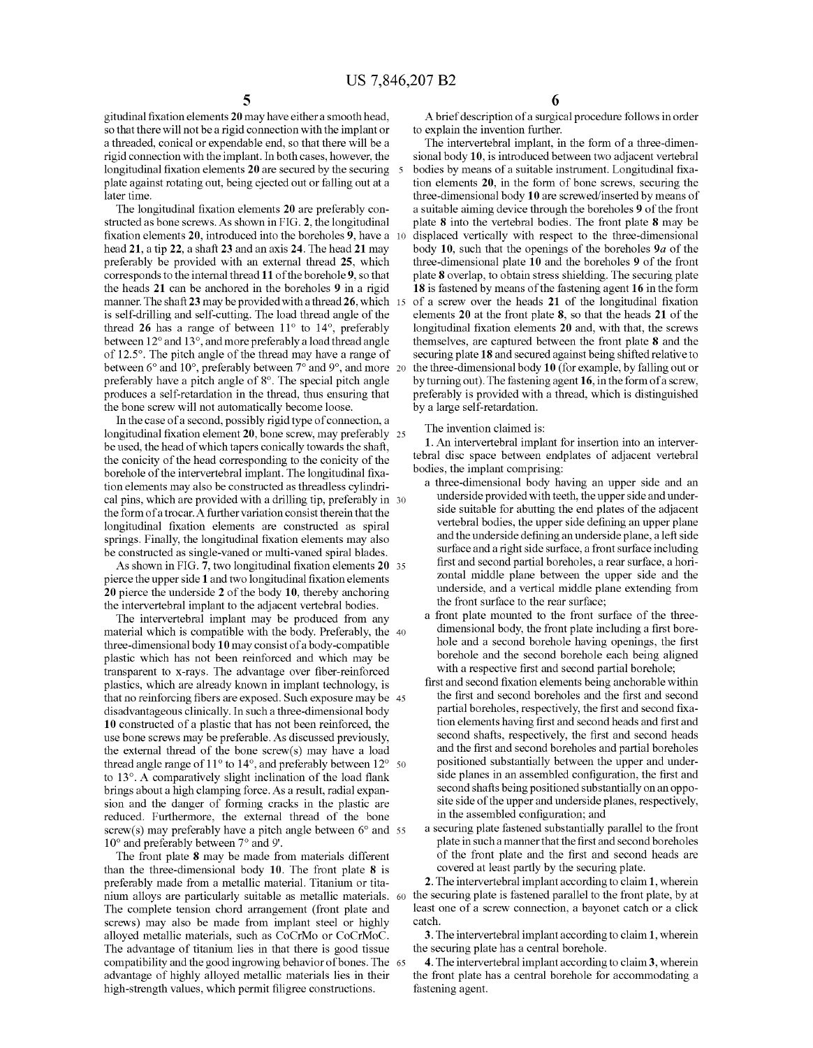gitudinal fixation elements **20** may have either a smooth head, so that there will not be a rigid connection with the implant or a threaded, conical or expendable end, so that there will be a rigid connection with the implant. In both cases, however, the longitudinal fixation elements **20** are secured by the securing plate against rotating out, being ejected out or falling out at a later time.

The longitudinal fixation elements **20** are preferably constructed as bone screws. As shown in FIG. **2**, the longitudinal fixation elements **20**, introduced into the boreholes **9**, have a head **21**, a tip **22**, a shaft **23** and an axis **24**. The head **21** may preferably be provided with an external thread **25**, which corresponds to the internal thread **11** of the borehole **9**, so that the heads **21** can be anchored in the boreholes **9** in a rigid manner. The shaft **23** may be provided with a thread **26**, which is self-drilling and self-cutting. The load thread angle of the thread **26** has a range of between 11° to 14°, preferably between 12° and 13°, and more preferably a load thread angle of 12.5°. The pitch angle of the thread may have a range of between 6° and 10°, preferably between 7° and 9°, and more preferably have a pitch angle of 8°. The special pitch angle produces a self-retardation in the thread, thus ensuring that the bone screw will not automatically become loose.

In the case of a second, possibly rigid type of connection, a longitudinal fixation element **20**, bone screw, may preferably be used, the head of which tapers conically towards the shaft, the conicity of the head corresponding to the conicity of the borehole of the intervertebral implant. The longitudinal fixation elements may also be constructed as threadless cylindrical pins, which are provided with a drilling tip, preferably in the form of a trocar. A further variation consist therein that the longitudinal fixation elements are constructed as spiral springs. Finally, the longitudinal fixation elements may also be constructed as single-vaned or multi-vaned spiral blades.

As shown in FIG. **7**, two longitudinal fixation elements **20** pierce the upper side **1** and two longitudinal fixation elements **20** pierce the underside **2** of the body **10**, thereby anchoring the intervertebral implant to the adjacent vertebral bodies.

The intervertebral implant may be produced from any material which is compatible with the body. Preferably, the three-dimensional body **10** may consist of a body-compatible plastic which has not been reinforced and which may be transparent to x-rays. The advantage over fiber-reinforced plastics, which are already known in implant technology, is that no reinforcing fibers are exposed. Such exposure may be disadvantageous clinically. In such a three-dimensional body **10** constructed of a plastic that has not been reinforced, the use bone screws may be preferable. As discussed previously, the external thread of the bone screw(s) may have a load thread angle range of 11° to 14°, and preferably between 12° to 13°. A comparatively slight inclination of the load flank brings about a high clamping force. As a result, radial expansion and the danger of forming cracks in the plastic are reduced. Furthermore, the external thread of the bone screw(s) may preferably have a pitch angle between 6° and 10° and preferably between 7° and 9'.

The front plate **8** may be made from materials different than the three-dimensional body **10**. The front plate **8** is preferably made from a metallic material. Titanium or titanium alloys are particularly suitable as metallic materials. The complete tension chord arrangement (front plate and screws) may also be made from implant steel or highly alloyed metallic materials, such as CoCrMo or CoCrMoC. The advantage of titanium lies in that there is good tissue compatibility and the good ingrowing behavior of bones. The advantage of highly alloyed metallic materials lies in their high-strength values, which permit filigree constructions.

A brief description of a surgical procedure follows in order to explain the invention further.

The intervertebral implant, in the form of a three-dimensional body **10**, is introduced between two adjacent vertebral bodies by means of a suitable instrument. Longitudinal fixation elements **20**, in the form of bone screws, securing the three-dimensional body **10** are screwed/inserted by means of a suitable aiming device through the boreholes **9** of the front plate **8** into the vertebral bodies. The front plate **8** may be displaced vertically with respect to the three-dimensional body **10**, such that the openings of the boreholes **9a** of the three-dimensional plate **10** and the boreholes **9** of the front plate **8** overlap, to obtain stress shielding. The securing plate **18** is fastened by means of the fastening agent **16** in the form of a screw over the heads **21** of the longitudinal fixation elements **20** at the front plate **8**, so that the heads **21** of the longitudinal fixation elements **20** and, with that, the screws themselves, are captured between the front plate **8** and the securing plate **18** and secured against being shifted relative to the three-dimensional body **10** (for example, by falling out or by turning out). The fastening agent **16**, in the form of a screw, preferably is provided with a thread, which is distinguished by a large self-retardation.

The invention claimed is:

**1.** An intervertebral implant for insertion into an intervertebral disc space between endplates of adjacent vertebral bodies, the implant comprising:

- a three-dimensional body having an upper side and an underside provided with teeth, the upper side and underside suitable for abutting the end plates of the adjacent vertebral bodies, the upper side defining an upper plane and the underside defining an underside plane, a left side surface and a right side surface, a front surface including first and second partial boreholes, a rear surface, a horizontal middle plane between the upper side and the underside, and a vertical middle plane extending from the front surface to the rear surface;
- a front plate mounted to the front surface of the three-dimensional body, the front plate including a first borehole and a second borehole having openings, the first borehole and the second borehole each being aligned with a respective first and second partial borehole;
- first and second fixation elements being anchorable within the first and second boreholes and the first and second partial boreholes, respectively, the first and second fixation elements having first and second heads and first and second shafts, respectively, the first and second heads and the first and second boreholes and partial boreholes positioned substantially between the upper and underside planes in an assembled configuration, the first and second shafts being positioned substantially on an opposite side of the upper and underside planes, respectively, in the assembled configuration; and
- a securing plate fastened substantially parallel to the front plate in such a manner that the first and second boreholes of the front plate and the first and second heads are covered at least partly by the securing plate.

**2.** The intervertebral implant according to claim **1**, wherein the securing plate is fastened parallel to the front plate, by at least one of a screw connection, a bayonet catch or a click catch.

**3.** The intervertebral implant according to claim **1**, wherein the securing plate has a central borehole.

**4.** The intervertebral implant according to claim **3**, wherein the front plate has a central borehole for accommodating a fastening agent.